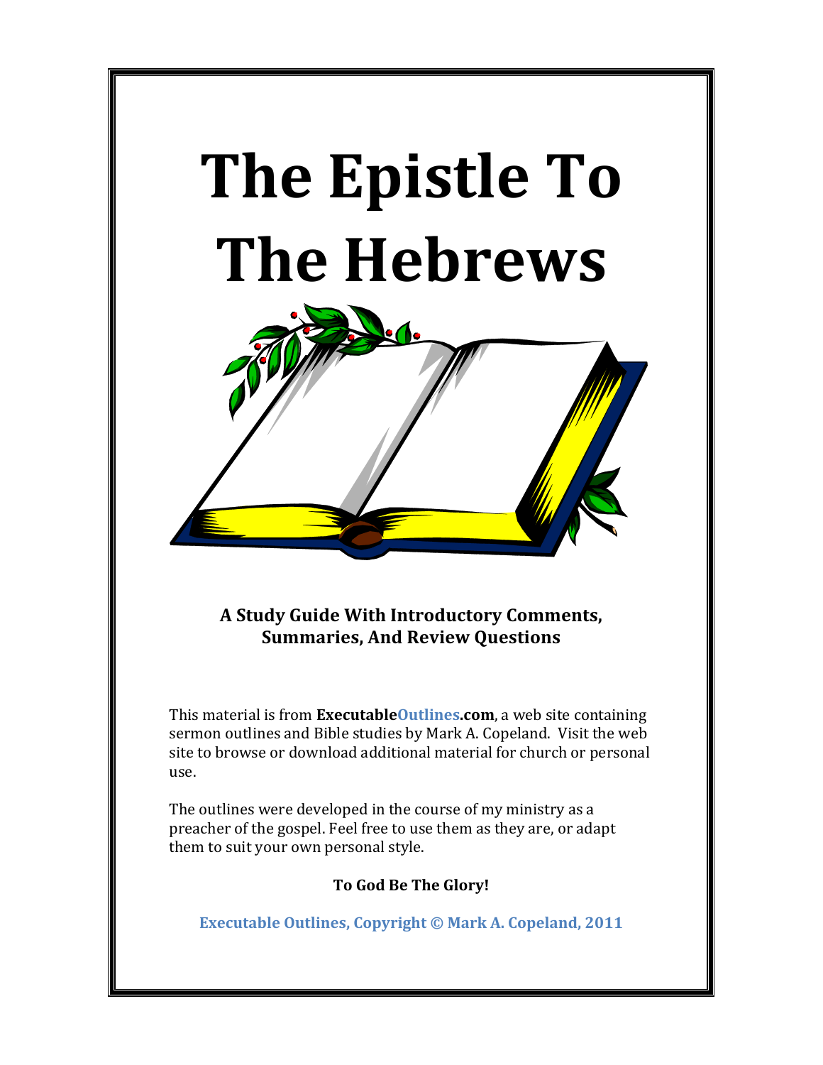# The Epistle To The Hebrews

**A Study Guide With Introductory Comments, Summaries, And Review Questions**

This material is from **ExecutableOutlines.com**, a web site containing sermon outlines and Bible studies by Mark A. Copeland. Visit the web site to browse or download additional material for church or personal use.

The outlines were developed in the course of my ministry as a preacher of the gospel. Feel free to use them as they are, or adapt them to suit your own personal style.

**To God Be The Glory!**

**Executable Outlines, Copyright © Mark A. Copeland, 2011**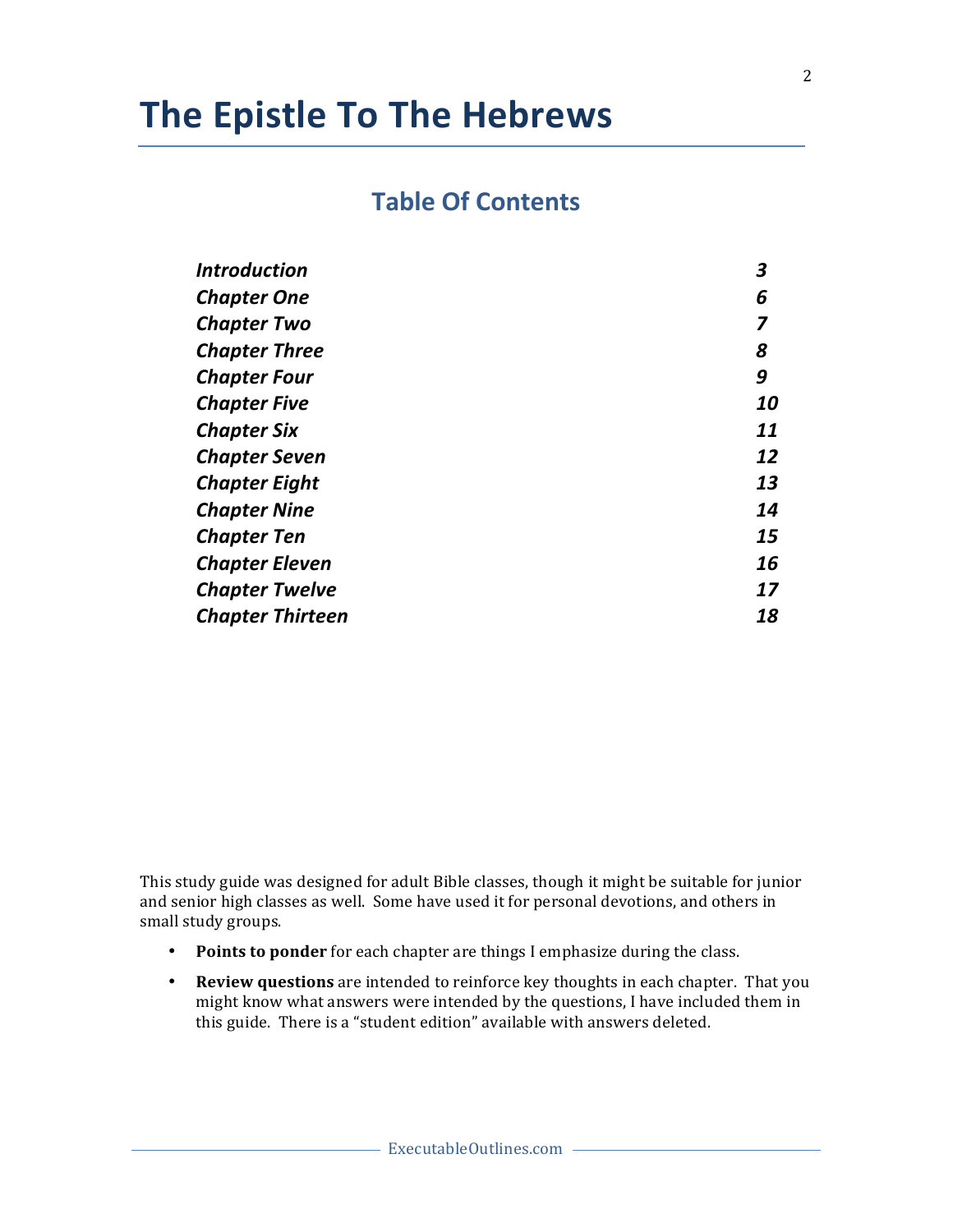# The Epistle To The Hebrews

## Table Of Contents

| | |
|---|---|
| *Introduction* | *3* |
| *Chapter One* | *6* |
| *Chapter Two* | *7* |
| *Chapter Three* | *8* |
| *Chapter Four* | *9* |
| *Chapter Five* | *10* |
| *Chapter Six* | *11* |
| *Chapter Seven* | *12* |
| *Chapter Eight* | *13* |
| *Chapter Nine* | *14* |
| *Chapter Ten* | *15* |
| *Chapter Eleven* | *16* |
| *Chapter Twelve* | *17* |
| *Chapter Thirteen* | *18* |

This study guide was designed for adult Bible classes, though it might be suitable for junior and senior high classes as well. Some have used it for personal devotions, and others in small study groups.

- **Points to ponder** for each chapter are things I emphasize during the class.
- **Review questions** are intended to reinforce key thoughts in each chapter. That you might know what answers were intended by the questions, I have included them in this guide. There is a "student edition" available with answers deleted.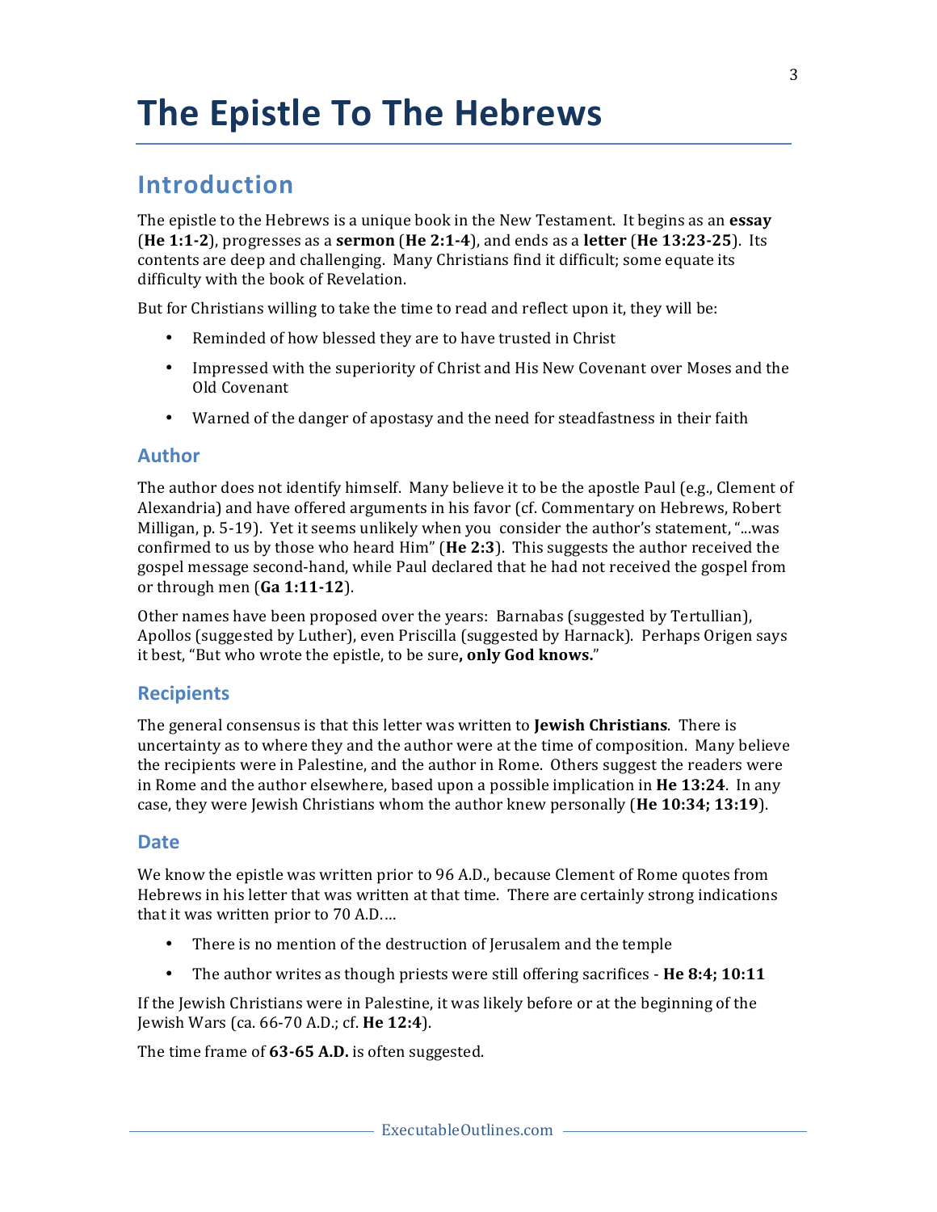# The Epistle To The Hebrews

## Introduction

The epistle to the Hebrews is a unique book in the New Testament. It begins as an **essay** (**He 1:1-2**), progresses as a **sermon** (**He 2:1-4**), and ends as a **letter** (**He 13:23-25**). Its contents are deep and challenging. Many Christians find it difficult; some equate its difficulty with the book of Revelation.

But for Christians willing to take the time to read and reflect upon it, they will be:

- Reminded of how blessed they are to have trusted in Christ
- Impressed with the superiority of Christ and His New Covenant over Moses and the Old Covenant
- Warned of the danger of apostasy and the need for steadfastness in their faith

### Author

The author does not identify himself. Many believe it to be the apostle Paul (e.g., Clement of Alexandria) and have offered arguments in his favor (cf. Commentary on Hebrews, Robert Milligan, p. 5-19). Yet it seems unlikely when you consider the author's statement, "...was confirmed to us by those who heard Him" (**He 2:3**). This suggests the author received the gospel message second-hand, while Paul declared that he had not received the gospel from or through men (**Ga 1:11-12**).

Other names have been proposed over the years: Barnabas (suggested by Tertullian), Apollos (suggested by Luther), even Priscilla (suggested by Harnack). Perhaps Origen says it best, "But who wrote the epistle, to be sure**, only God knows.**"

### Recipients

The general consensus is that this letter was written to **Jewish Christians**. There is uncertainty as to where they and the author were at the time of composition. Many believe the recipients were in Palestine, and the author in Rome. Others suggest the readers were in Rome and the author elsewhere, based upon a possible implication in **He 13:24**. In any case, they were Jewish Christians whom the author knew personally (**He 10:34; 13:19**).

### Date

We know the epistle was written prior to 96 A.D., because Clement of Rome quotes from Hebrews in his letter that was written at that time. There are certainly strong indications that it was written prior to 70 A.D.…

- There is no mention of the destruction of Jerusalem and the temple
- The author writes as though priests were still offering sacrifices - **He 8:4; 10:11**

If the Jewish Christians were in Palestine, it was likely before or at the beginning of the Jewish Wars (ca. 66-70 A.D.; cf. **He 12:4**).

The time frame of **63-65 A.D.** is often suggested.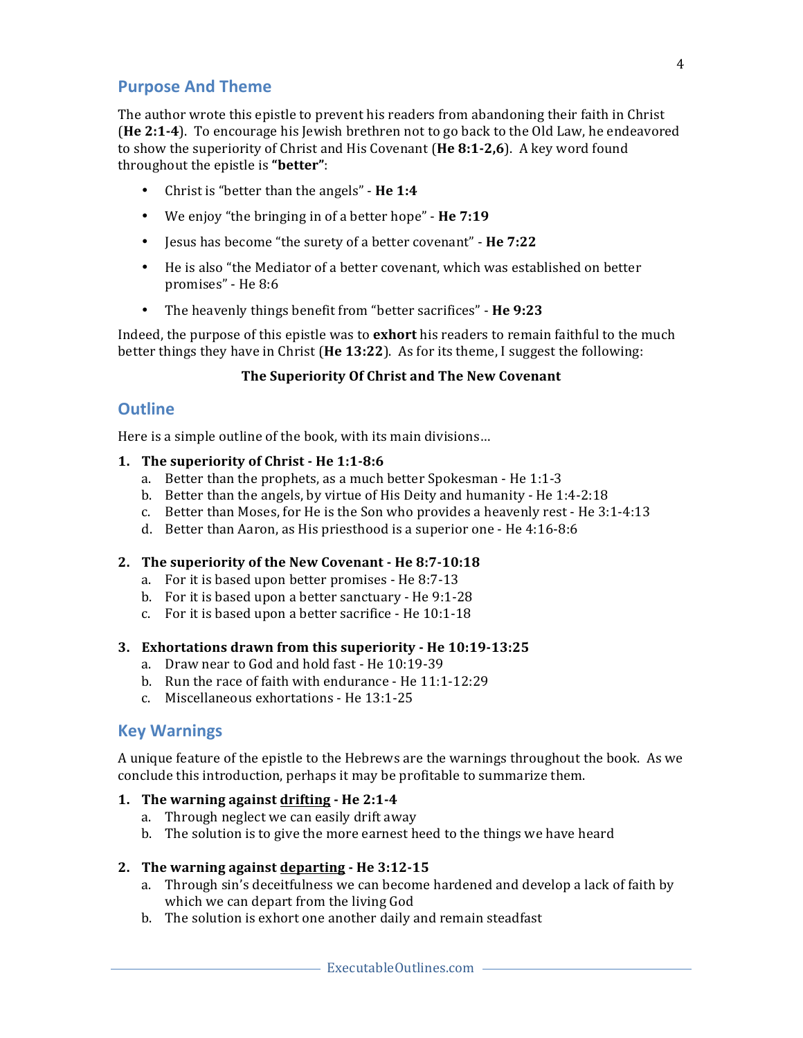## Purpose And Theme

The author wrote this epistle to prevent his readers from abandoning their faith in Christ (**He 2:1-4**). To encourage his Jewish brethren not to go back to the Old Law, he endeavored to show the superiority of Christ and His Covenant (**He 8:1-2,6**). A key word found throughout the epistle is **"better"**:

- Christ is "better than the angels" - **He 1:4**
- We enjoy "the bringing in of a better hope" - **He 7:19**
- Jesus has become "the surety of a better covenant" - **He 7:22**
- He is also "the Mediator of a better covenant, which was established on better promises" - He 8:6
- The heavenly things benefit from "better sacrifices" - **He 9:23**

Indeed, the purpose of this epistle was to **exhort** his readers to remain faithful to the much better things they have in Christ (**He 13:22**). As for its theme, I suggest the following:

**The Superiority Of Christ and The New Covenant**

## Outline

Here is a simple outline of the book, with its main divisions...

1. **The superiority of Christ - He 1:1-8:6**
   a. Better than the prophets, as a much better Spokesman - He 1:1-3
   b. Better than the angels, by virtue of His Deity and humanity - He 1:4-2:18
   c. Better than Moses, for He is the Son who provides a heavenly rest - He 3:1-4:13
   d. Better than Aaron, as His priesthood is a superior one - He 4:16-8:6

2. **The superiority of the New Covenant - He 8:7-10:18**
   a. For it is based upon better promises - He 8:7-13
   b. For it is based upon a better sanctuary - He 9:1-28
   c. For it is based upon a better sacrifice - He 10:1-18

3. **Exhortations drawn from this superiority - He 10:19-13:25**
   a. Draw near to God and hold fast - He 10:19-39
   b. Run the race of faith with endurance - He 11:1-12:29
   c. Miscellaneous exhortations - He 13:1-25

## Key Warnings

A unique feature of the epistle to the Hebrews are the warnings throughout the book. As we conclude this introduction, perhaps it may be profitable to summarize them.

1. **The warning against <u>drifting</u> - He 2:1-4**
   a. Through neglect we can easily drift away
   b. The solution is to give the more earnest heed to the things we have heard

2. **The warning against <u>departing</u> - He 3:12-15**
   a. Through sin's deceitfulness we can become hardened and develop a lack of faith by which we can depart from the living God
   b. The solution is exhort one another daily and remain steadfast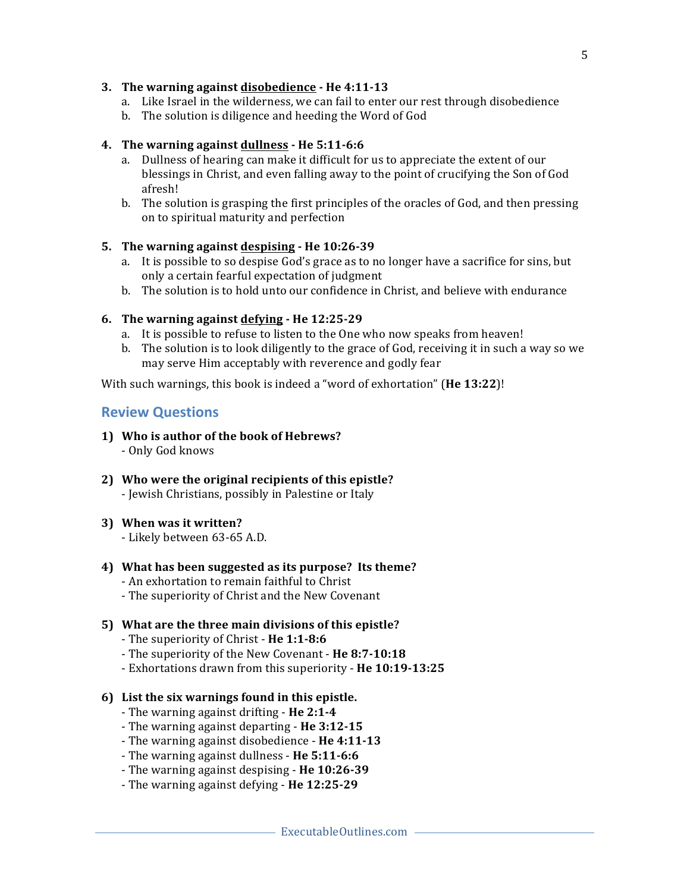3. **The warning against <u>disobedience</u> - He 4:11-13**
    a. Like Israel in the wilderness, we can fail to enter our rest through disobedience
    b. The solution is diligence and heeding the Word of God

4. **The warning against <u>dullness</u> - He 5:11-6:6**
    a. Dullness of hearing can make it difficult for us to appreciate the extent of our blessings in Christ, and even falling away to the point of crucifying the Son of God afresh!
    b. The solution is grasping the first principles of the oracles of God, and then pressing on to spiritual maturity and perfection

5. **The warning against <u>despising</u> - He 10:26-39**
    a. It is possible to so despise God's grace as to no longer have a sacrifice for sins, but only a certain fearful expectation of judgment
    b. The solution is to hold unto our confidence in Christ, and believe with endurance

6. **The warning against <u>defying</u> - He 12:25-29**
    a. It is possible to refuse to listen to the One who now speaks from heaven!
    b. The solution is to look diligently to the grace of God, receiving it in such a way so we may serve Him acceptably with reverence and godly fear

With such warnings, this book is indeed a "word of exhortation" (**He 13:22**)!

## Review Questions

1) **Who is author of the book of Hebrews?**
    - Only God knows

2) **Who were the original recipients of this epistle?**
    - Jewish Christians, possibly in Palestine or Italy

3) **When was it written?**
    - Likely between 63-65 A.D.

4) **What has been suggested as its purpose? Its theme?**
    - An exhortation to remain faithful to Christ
    - The superiority of Christ and the New Covenant

5) **What are the three main divisions of this epistle?**
    - The superiority of Christ - **He 1:1-8:6**
    - The superiority of the New Covenant - **He 8:7-10:18**
    - Exhortations drawn from this superiority - **He 10:19-13:25**

6) **List the six warnings found in this epistle.**
    - The warning against drifting - **He 2:1-4**
    - The warning against departing - **He 3:12-15**
    - The warning against disobedience - **He 4:11-13**
    - The warning against dullness - **He 5:11-6:6**
    - The warning against despising - **He 10:26-39**
    - The warning against defying - **He 12:25-29**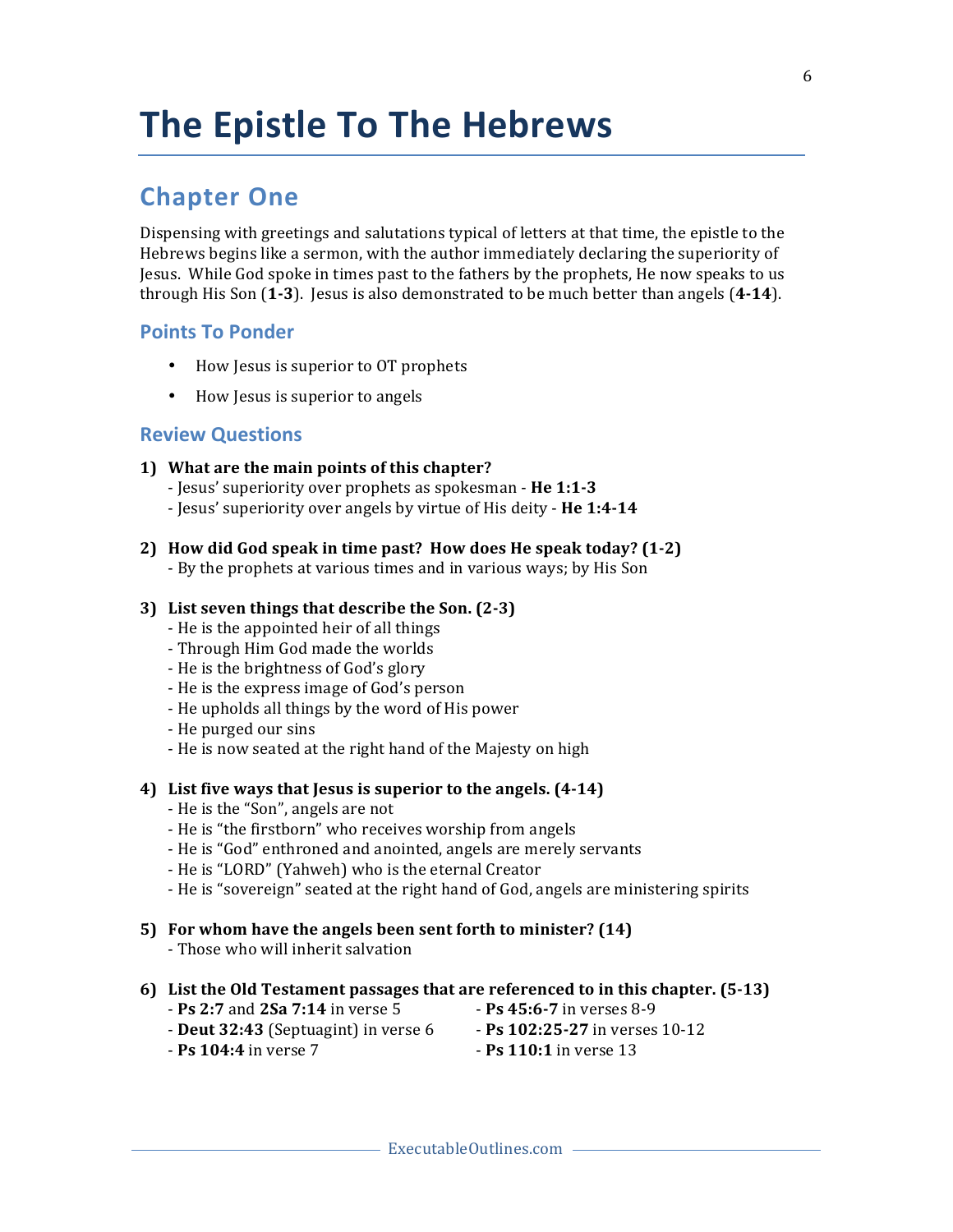# The Epistle To The Hebrews

## Chapter One

Dispensing with greetings and salutations typical of letters at that time, the epistle to the Hebrews begins like a sermon, with the author immediately declaring the superiority of Jesus. While God spoke in times past to the fathers by the prophets, He now speaks to us through His Son (**1-3**). Jesus is also demonstrated to be much better than angels (**4-14**).

### Points To Ponder

- How Jesus is superior to OT prophets
- How Jesus is superior to angels

### Review Questions

**1) What are the main points of this chapter?**
- Jesus' superiority over prophets as spokesman - **He 1:1-3**
- Jesus' superiority over angels by virtue of His deity - **He 1:4-14**

**2) How did God speak in time past? How does He speak today? (1-2)**
- By the prophets at various times and in various ways; by His Son

**3) List seven things that describe the Son. (2-3)**
- He is the appointed heir of all things
- Through Him God made the worlds
- He is the brightness of God's glory
- He is the express image of God's person
- He upholds all things by the word of His power
- He purged our sins
- He is now seated at the right hand of the Majesty on high

**4) List five ways that Jesus is superior to the angels. (4-14)**
- He is the "Son", angels are not
- He is "the firstborn" who receives worship from angels
- He is "God" enthroned and anointed, angels are merely servants
- He is "LORD" (Yahweh) who is the eternal Creator
- He is "sovereign" seated at the right hand of God, angels are ministering spirits

**5) For whom have the angels been sent forth to minister? (14)**
- Those who will inherit salvation

**6) List the Old Testament passages that are referenced to in this chapter. (5-13)**
- **Ps 2:7** and **2Sa 7:14** in verse 5
- **Deut 32:43** (Septuagint) in verse 6
- **Ps 104:4** in verse 7
- **Ps 45:6-7** in verses 8-9
- **Ps 102:25-27** in verses 10-12
- **Ps 110:1** in verse 13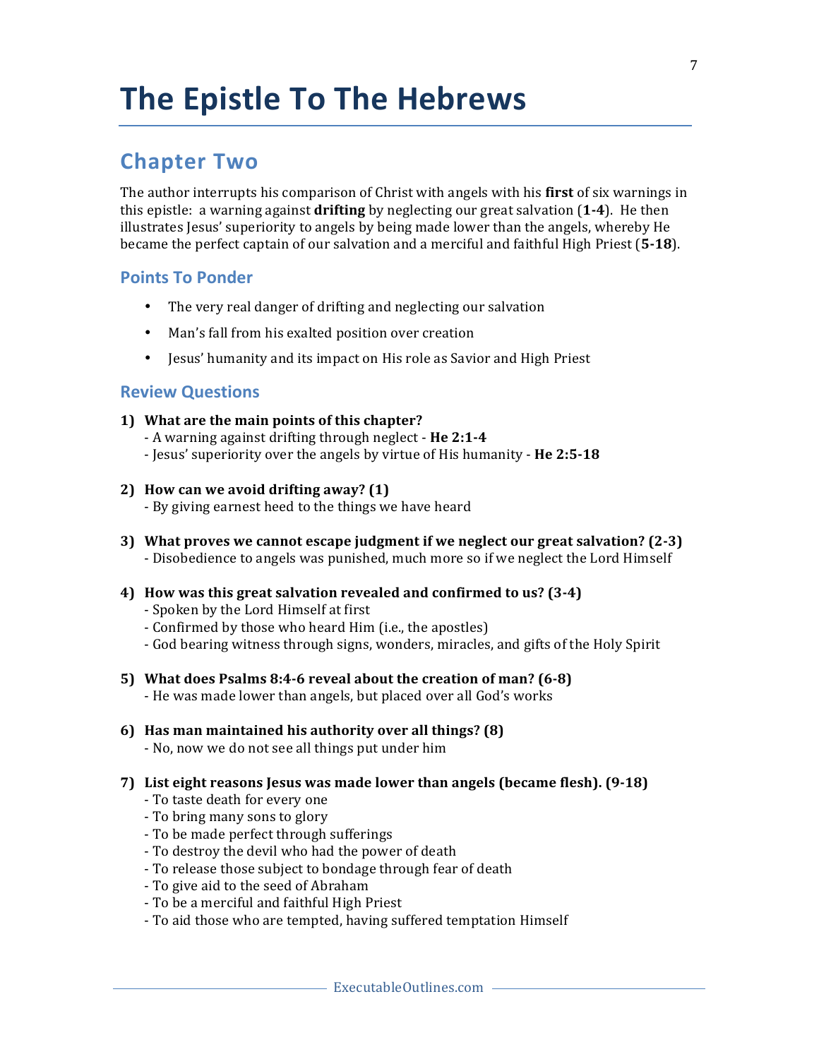# The Epistle To The Hebrews

## Chapter Two

The author interrupts his comparison of Christ with angels with his **first** of six warnings in this epistle: a warning against **drifting** by neglecting our great salvation (**1-4**). He then illustrates Jesus' superiority to angels by being made lower than the angels, whereby He became the perfect captain of our salvation and a merciful and faithful High Priest (**5-18**).

### Points To Ponder

- The very real danger of drifting and neglecting our salvation
- Man's fall from his exalted position over creation
- Jesus' humanity and its impact on His role as Savior and High Priest

### Review Questions

1) **What are the main points of this chapter?**
   - A warning against drifting through neglect - **He 2:1-4**
   - Jesus' superiority over the angels by virtue of His humanity - **He 2:5-18**

2) **How can we avoid drifting away? (1)**
   - By giving earnest heed to the things we have heard

3) **What proves we cannot escape judgment if we neglect our great salvation? (2-3)**
   - Disobedience to angels was punished, much more so if we neglect the Lord Himself

4) **How was this great salvation revealed and confirmed to us? (3-4)**
   - Spoken by the Lord Himself at first
   - Confirmed by those who heard Him (i.e., the apostles)
   - God bearing witness through signs, wonders, miracles, and gifts of the Holy Spirit

5) **What does Psalms 8:4-6 reveal about the creation of man? (6-8)**
   - He was made lower than angels, but placed over all God's works

6) **Has man maintained his authority over all things? (8)**
   - No, now we do not see all things put under him

7) **List eight reasons Jesus was made lower than angels (became flesh). (9-18)**
   - To taste death for every one
   - To bring many sons to glory
   - To be made perfect through sufferings
   - To destroy the devil who had the power of death
   - To release those subject to bondage through fear of death
   - To give aid to the seed of Abraham
   - To be a merciful and faithful High Priest
   - To aid those who are tempted, having suffered temptation Himself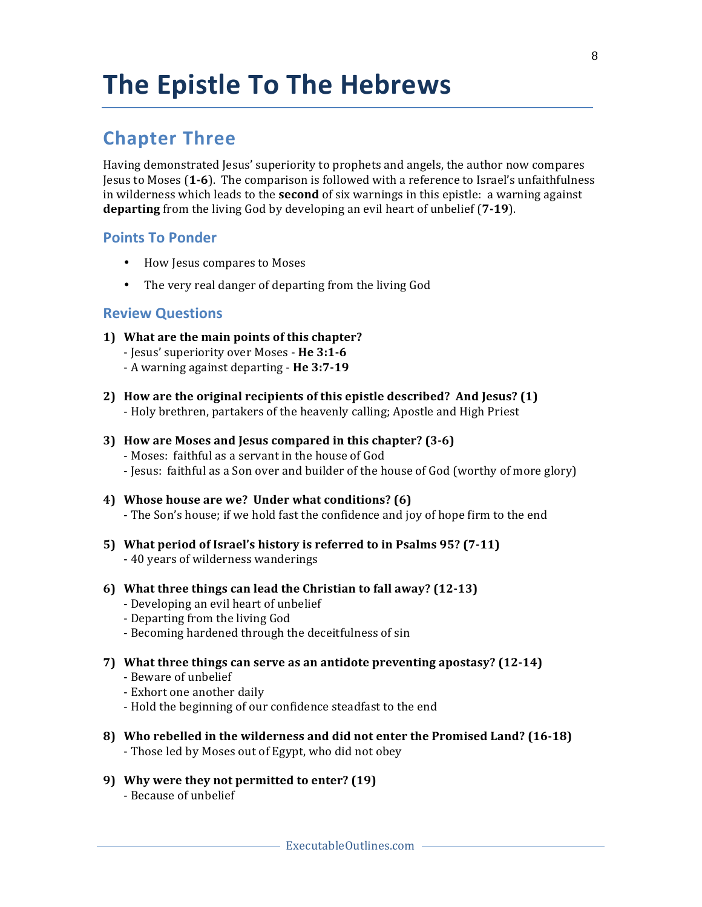# The Epistle To The Hebrews

## Chapter Three

Having demonstrated Jesus' superiority to prophets and angels, the author now compares Jesus to Moses (**1-6**). The comparison is followed with a reference to Israel's unfaithfulness in wilderness which leads to the **second** of six warnings in this epistle: a warning against **departing** from the living God by developing an evil heart of unbelief (**7-19**).

### Points To Ponder

- How Jesus compares to Moses
- The very real danger of departing from the living God

### Review Questions

1) **What are the main points of this chapter?**
   - Jesus' superiority over Moses - **He 3:1-6**
   - A warning against departing - **He 3:7-19**

2) **How are the original recipients of this epistle described? And Jesus? (1)**
   - Holy brethren, partakers of the heavenly calling; Apostle and High Priest

3) **How are Moses and Jesus compared in this chapter? (3-6)**
   - Moses: faithful as a servant in the house of God
   - Jesus: faithful as a Son over and builder of the house of God (worthy of more glory)

4) **Whose house are we? Under what conditions? (6)**
   - The Son's house; if we hold fast the confidence and joy of hope firm to the end

5) **What period of Israel's history is referred to in Psalms 95? (7-11)**
   - 40 years of wilderness wanderings

6) **What three things can lead the Christian to fall away? (12-13)**
   - Developing an evil heart of unbelief
   - Departing from the living God
   - Becoming hardened through the deceitfulness of sin

7) **What three things can serve as an antidote preventing apostasy? (12-14)**
   - Beware of unbelief
   - Exhort one another daily
   - Hold the beginning of our confidence steadfast to the end

8) **Who rebelled in the wilderness and did not enter the Promised Land? (16-18)**
   - Those led by Moses out of Egypt, who did not obey

9) **Why were they not permitted to enter? (19)**
   - Because of unbelief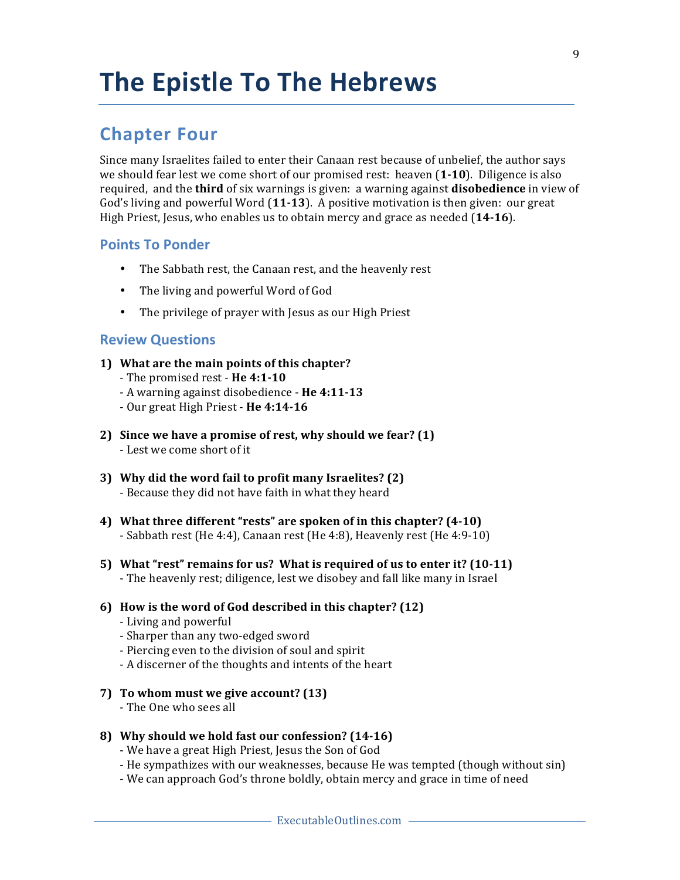# The Epistle To The Hebrews

## Chapter Four

Since many Israelites failed to enter their Canaan rest because of unbelief, the author says we should fear lest we come short of our promised rest: heaven (**1-10**). Diligence is also required, and the **third** of six warnings is given: a warning against **disobedience** in view of God's living and powerful Word (**11-13**). A positive motivation is then given: our great High Priest, Jesus, who enables us to obtain mercy and grace as needed (**14-16**).

### Points To Ponder

- The Sabbath rest, the Canaan rest, and the heavenly rest
- The living and powerful Word of God
- The privilege of prayer with Jesus as our High Priest

### Review Questions

1) **What are the main points of this chapter?**
   - The promised rest - **He 4:1-10**
   - A warning against disobedience - **He 4:11-13**
   - Our great High Priest - **He 4:14-16**

2) **Since we have a promise of rest, why should we fear? (1)**
   - Lest we come short of it

3) **Why did the word fail to profit many Israelites? (2)**
   - Because they did not have faith in what they heard

4) **What three different "rests" are spoken of in this chapter? (4-10)**
   - Sabbath rest (He 4:4), Canaan rest (He 4:8), Heavenly rest (He 4:9-10)

5) **What "rest" remains for us? What is required of us to enter it? (10-11)**
   - The heavenly rest; diligence, lest we disobey and fall like many in Israel

6) **How is the word of God described in this chapter? (12)**
   - Living and powerful
   - Sharper than any two-edged sword
   - Piercing even to the division of soul and spirit
   - A discerner of the thoughts and intents of the heart

7) **To whom must we give account? (13)**
   - The One who sees all

8) **Why should we hold fast our confession? (14-16)**
   - We have a great High Priest, Jesus the Son of God
   - He sympathizes with our weaknesses, because He was tempted (though without sin)
   - We can approach God's throne boldly, obtain mercy and grace in time of need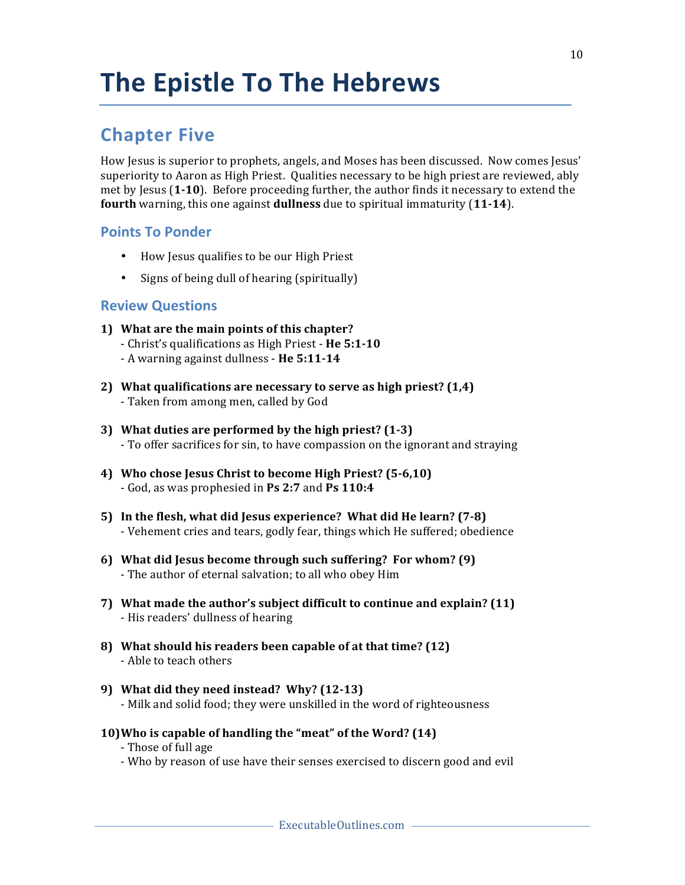# The Epistle To The Hebrews

## Chapter Five

How Jesus is superior to prophets, angels, and Moses has been discussed. Now comes Jesus' superiority to Aaron as High Priest. Qualities necessary to be high priest are reviewed, ably met by Jesus (**1-10**). Before proceeding further, the author finds it necessary to extend the **fourth** warning, this one against **dullness** due to spiritual immaturity (**11-14**).

### Points To Ponder

- How Jesus qualifies to be our High Priest
- Signs of being dull of hearing (spiritually)

### Review Questions

1) **What are the main points of this chapter?**
   - Christ's qualifications as High Priest - **He 5:1-10**
   - A warning against dullness - **He 5:11-14**

2) **What qualifications are necessary to serve as high priest? (1,4)**
   - Taken from among men, called by God

3) **What duties are performed by the high priest? (1-3)**
   - To offer sacrifices for sin, to have compassion on the ignorant and straying

4) **Who chose Jesus Christ to become High Priest? (5-6,10)**
   - God, as was prophesied in **Ps 2:7** and **Ps 110:4**

5) **In the flesh, what did Jesus experience? What did He learn? (7-8)**
   - Vehement cries and tears, godly fear, things which He suffered; obedience

6) **What did Jesus become through such suffering? For whom? (9)**
   - The author of eternal salvation; to all who obey Him

7) **What made the author's subject difficult to continue and explain? (11)**
   - His readers' dullness of hearing

8) **What should his readers been capable of at that time? (12)**
   - Able to teach others

9) **What did they need instead? Why? (12-13)**
   - Milk and solid food; they were unskilled in the word of righteousness

10) **Who is capable of handling the "meat" of the Word? (14)**
    - Those of full age
    - Who by reason of use have their senses exercised to discern good and evil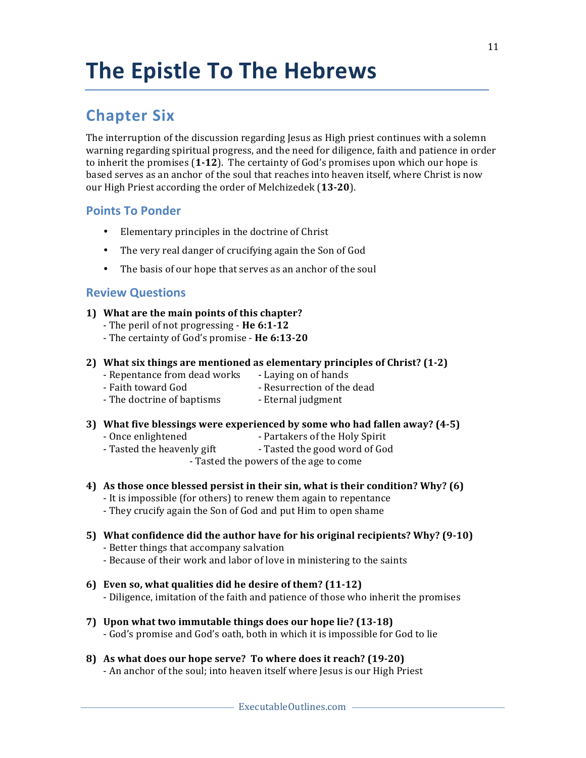# The Epistle To The Hebrews

## Chapter Six

The interruption of the discussion regarding Jesus as High priest continues with a solemn warning regarding spiritual progress, and the need for diligence, faith and patience in order to inherit the promises (**1-12**). The certainty of God's promises upon which our hope is based serves as an anchor of the soul that reaches into heaven itself, where Christ is now our High Priest according the order of Melchizedek (**13-20**).

### Points To Ponder

- Elementary principles in the doctrine of Christ
- The very real danger of crucifying again the Son of God
- The basis of our hope that serves as an anchor of the soul

### Review Questions

1) **What are the main points of this chapter?**
   - The peril of not progressing - **He 6:1-12**
   - The certainty of God's promise - **He 6:13-20**

2) **What six things are mentioned as elementary principles of Christ? (1-2)**
   - Repentance from dead works
   - Faith toward God
   - The doctrine of baptisms
   - Laying on of hands
   - Resurrection of the dead
   - Eternal judgment

3) **What five blessings were experienced by some who had fallen away? (4-5)**
   - Once enlightened
   - Tasted the heavenly gift
   - Partakers of the Holy Spirit
   - Tasted the good word of God
   - Tasted the powers of the age to come

4) **As those once blessed persist in their sin, what is their condition? Why? (6)**
   - It is impossible (for others) to renew them again to repentance
   - They crucify again the Son of God and put Him to open shame

5) **What confidence did the author have for his original recipients? Why? (9-10)**
   - Better things that accompany salvation
   - Because of their work and labor of love in ministering to the saints

6) **Even so, what qualities did he desire of them? (11-12)**
   - Diligence, imitation of the faith and patience of those who inherit the promises

7) **Upon what two immutable things does our hope lie? (13-18)**
   - God's promise and God's oath, both in which it is impossible for God to lie

8) **As what does our hope serve? To where does it reach? (19-20)**
   - An anchor of the soul; into heaven itself where Jesus is our High Priest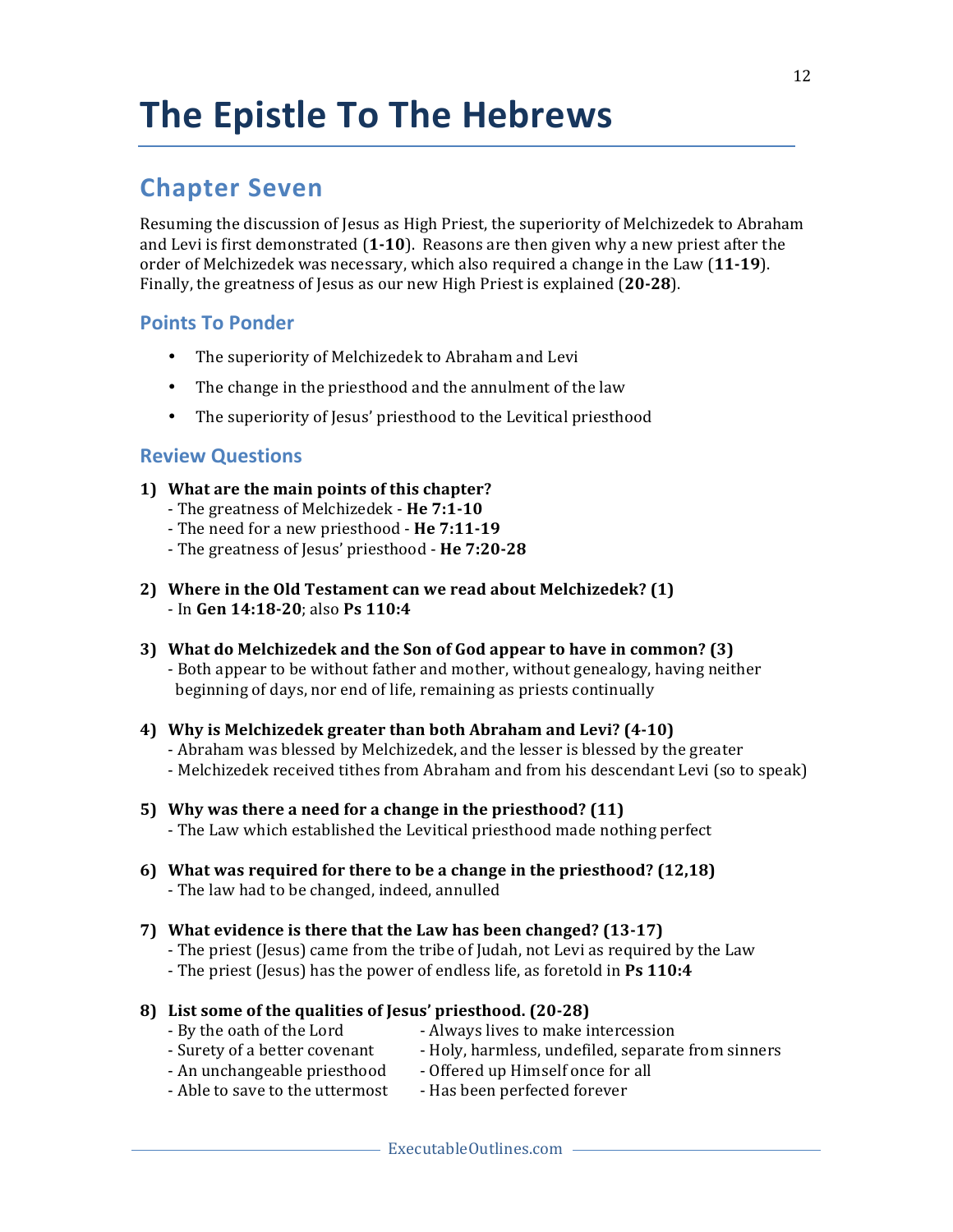# The Epistle To The Hebrews

## Chapter Seven

Resuming the discussion of Jesus as High Priest, the superiority of Melchizedek to Abraham and Levi is first demonstrated (**1-10**). Reasons are then given why a new priest after the order of Melchizedek was necessary, which also required a change in the Law (**11-19**). Finally, the greatness of Jesus as our new High Priest is explained (**20-28**).

### Points To Ponder

- The superiority of Melchizedek to Abraham and Levi
- The change in the priesthood and the annulment of the law
- The superiority of Jesus' priesthood to the Levitical priesthood

### Review Questions

1) **What are the main points of this chapter?**
   - The greatness of Melchizedek - **He 7:1-10**
   - The need for a new priesthood - **He 7:11-19**
   - The greatness of Jesus' priesthood - **He 7:20-28**

2) **Where in the Old Testament can we read about Melchizedek? (1)**
   - In **Gen 14:18-20**; also **Ps 110:4**

3) **What do Melchizedek and the Son of God appear to have in common? (3)**
   - Both appear to be without father and mother, without genealogy, having neither beginning of days, nor end of life, remaining as priests continually

4) **Why is Melchizedek greater than both Abraham and Levi? (4-10)**
   - Abraham was blessed by Melchizedek, and the lesser is blessed by the greater
   - Melchizedek received tithes from Abraham and from his descendant Levi (so to speak)

5) **Why was there a need for a change in the priesthood? (11)**
   - The Law which established the Levitical priesthood made nothing perfect

6) **What was required for there to be a change in the priesthood? (12,18)**
   - The law had to be changed, indeed, annulled

7) **What evidence is there that the Law has been changed? (13-17)**
   - The priest (Jesus) came from the tribe of Judah, not Levi as required by the Law
   - The priest (Jesus) has the power of endless life, as foretold in **Ps 110:4**

8) **List some of the qualities of Jesus' priesthood. (20-28)**
   - By the oath of the Lord
   - Surety of a better covenant
   - An unchangeable priesthood
   - Able to save to the uttermost
   - Always lives to make intercession
   - Holy, harmless, undefiled, separate from sinners
   - Offered up Himself once for all
   - Has been perfected forever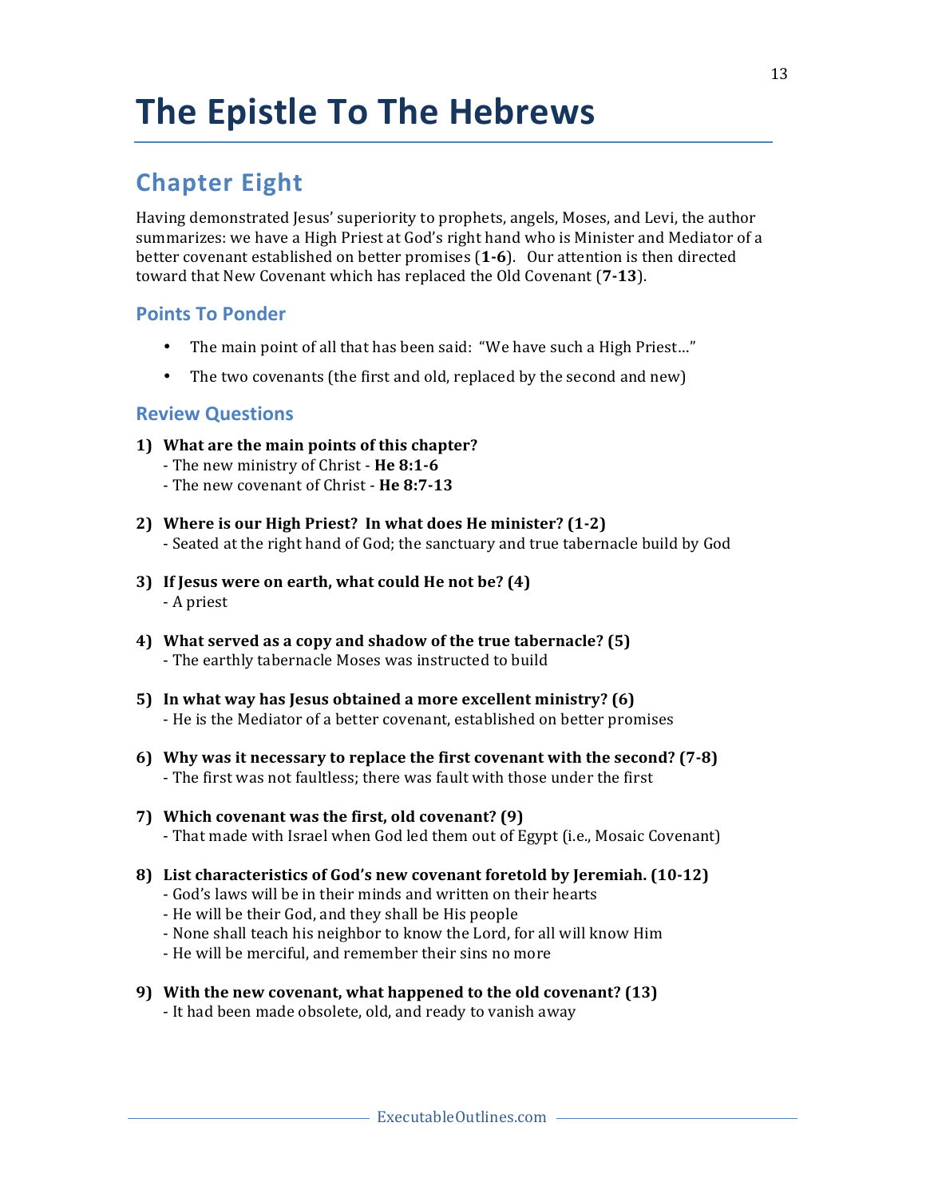# The Epistle To The Hebrews

## Chapter Eight

Having demonstrated Jesus' superiority to prophets, angels, Moses, and Levi, the author summarizes: we have a High Priest at God's right hand who is Minister and Mediator of a better covenant established on better promises (**1-6**). Our attention is then directed toward that New Covenant which has replaced the Old Covenant (**7-13**).

### Points To Ponder

- The main point of all that has been said: "We have such a High Priest..."
- The two covenants (the first and old, replaced by the second and new)

### Review Questions

1) **What are the main points of this chapter?**
   - The new ministry of Christ - **He 8:1-6**
   - The new covenant of Christ - **He 8:7-13**

2) **Where is our High Priest? In what does He minister? (1-2)**
   - Seated at the right hand of God; the sanctuary and true tabernacle build by God

3) **If Jesus were on earth, what could He not be? (4)**
   - A priest

4) **What served as a copy and shadow of the true tabernacle? (5)**
   - The earthly tabernacle Moses was instructed to build

5) **In what way has Jesus obtained a more excellent ministry? (6)**
   - He is the Mediator of a better covenant, established on better promises

6) **Why was it necessary to replace the first covenant with the second? (7-8)**
   - The first was not faultless; there was fault with those under the first

7) **Which covenant was the first, old covenant? (9)**
   - That made with Israel when God led them out of Egypt (i.e., Mosaic Covenant)

8) **List characteristics of God's new covenant foretold by Jeremiah. (10-12)**
   - God's laws will be in their minds and written on their hearts
   - He will be their God, and they shall be His people
   - None shall teach his neighbor to know the Lord, for all will know Him
   - He will be merciful, and remember their sins no more

9) **With the new covenant, what happened to the old covenant? (13)**
   - It had been made obsolete, old, and ready to vanish away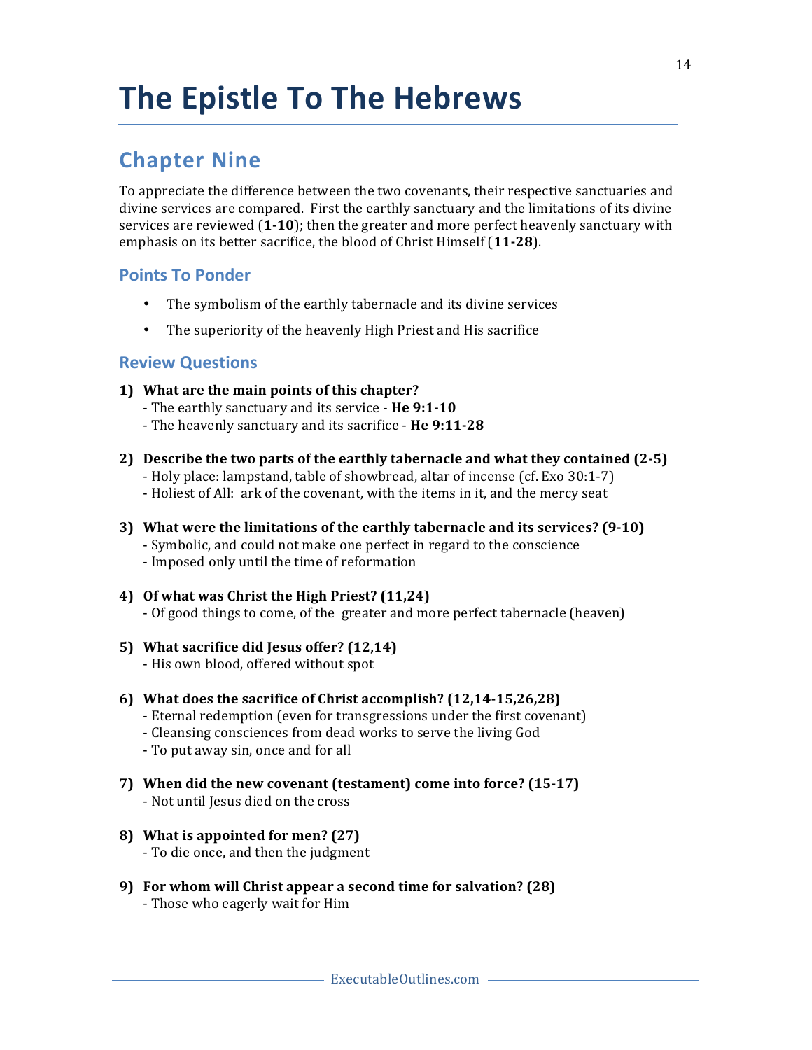# The Epistle To The Hebrews

## Chapter Nine

To appreciate the difference between the two covenants, their respective sanctuaries and divine services are compared. First the earthly sanctuary and the limitations of its divine services are reviewed (**1-10**); then the greater and more perfect heavenly sanctuary with emphasis on its better sacrifice, the blood of Christ Himself (**11-28**).

### Points To Ponder

- The symbolism of the earthly tabernacle and its divine services
- The superiority of the heavenly High Priest and His sacrifice

### Review Questions

1) **What are the main points of this chapter?**
   - The earthly sanctuary and its service - **He 9:1-10**
   - The heavenly sanctuary and its sacrifice - **He 9:11-28**

2) **Describe the two parts of the earthly tabernacle and what they contained (2-5)**
   - Holy place: lampstand, table of showbread, altar of incense (cf. Exo 30:1-7)
   - Holiest of All: ark of the covenant, with the items in it, and the mercy seat

3) **What were the limitations of the earthly tabernacle and its services? (9-10)**
   - Symbolic, and could not make one perfect in regard to the conscience
   - Imposed only until the time of reformation

4) **Of what was Christ the High Priest? (11,24)**
   - Of good things to come, of the greater and more perfect tabernacle (heaven)

5) **What sacrifice did Jesus offer? (12,14)**
   - His own blood, offered without spot

6) **What does the sacrifice of Christ accomplish? (12,14-15,26,28)**
   - Eternal redemption (even for transgressions under the first covenant)
   - Cleansing consciences from dead works to serve the living God
   - To put away sin, once and for all

7) **When did the new covenant (testament) come into force? (15-17)**
   - Not until Jesus died on the cross

8) **What is appointed for men? (27)**
   - To die once, and then the judgment

9) **For whom will Christ appear a second time for salvation? (28)**
   - Those who eagerly wait for Him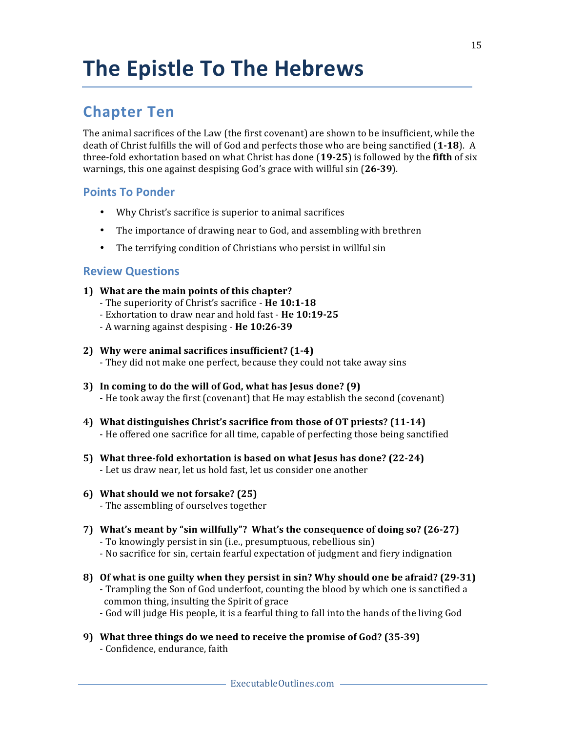# The Epistle To The Hebrews

## Chapter Ten

The animal sacrifices of the Law (the first covenant) are shown to be insufficient, while the death of Christ fulfills the will of God and perfects those who are being sanctified (**1-18**). A three-fold exhortation based on what Christ has done (**19-25**) is followed by the **fifth** of six warnings, this one against despising God's grace with willful sin (**26-39**).

### Points To Ponder

- Why Christ's sacrifice is superior to animal sacrifices
- The importance of drawing near to God, and assembling with brethren
- The terrifying condition of Christians who persist in willful sin

### Review Questions

1) **What are the main points of this chapter?**
   - The superiority of Christ's sacrifice - **He 10:1-18**
   - Exhortation to draw near and hold fast - **He 10:19-25**
   - A warning against despising - **He 10:26-39**

2) **Why were animal sacrifices insufficient? (1-4)**
   - They did not make one perfect, because they could not take away sins

3) **In coming to do the will of God, what has Jesus done? (9)**
   - He took away the first (covenant) that He may establish the second (covenant)

4) **What distinguishes Christ's sacrifice from those of OT priests? (11-14)**
   - He offered one sacrifice for all time, capable of perfecting those being sanctified

5) **What three-fold exhortation is based on what Jesus has done? (22-24)**
   - Let us draw near, let us hold fast, let us consider one another

6) **What should we not forsake? (25)**
   - The assembling of ourselves together

7) **What's meant by "sin willfully"? What's the consequence of doing so? (26-27)**
   - To knowingly persist in sin (i.e., presumptuous, rebellious sin)
   - No sacrifice for sin, certain fearful expectation of judgment and fiery indignation

8) **Of what is one guilty when they persist in sin? Why should one be afraid? (29-31)**
   - Trampling the Son of God underfoot, counting the blood by which one is sanctified a common thing, insulting the Spirit of grace
   - God will judge His people, it is a fearful thing to fall into the hands of the living God

9) **What three things do we need to receive the promise of God? (35-39)**
   - Confidence, endurance, faith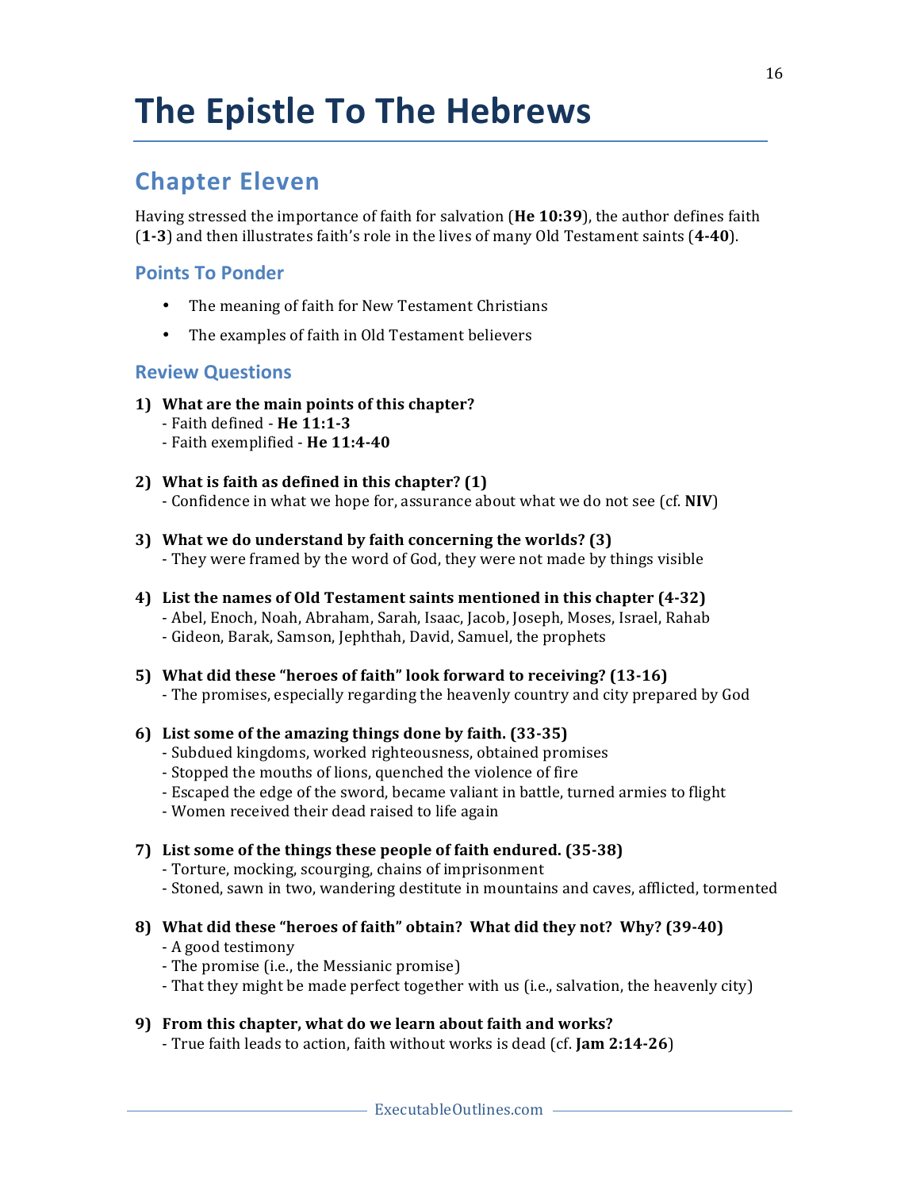# The Epistle To The Hebrews

## Chapter Eleven

Having stressed the importance of faith for salvation (**He 10:39**), the author defines faith (**1-3**) and then illustrates faith's role in the lives of many Old Testament saints (**4-40**).

### Points To Ponder

- The meaning of faith for New Testament Christians
- The examples of faith in Old Testament believers

### Review Questions

1) **What are the main points of this chapter?**
   - Faith defined - **He 11:1-3**
   - Faith exemplified - **He 11:4-40**

2) **What is faith as defined in this chapter? (1)**
   - Confidence in what we hope for, assurance about what we do not see (cf. **NIV**)

3) **What we do understand by faith concerning the worlds? (3)**
   - They were framed by the word of God, they were not made by things visible

4) **List the names of Old Testament saints mentioned in this chapter (4-32)**
   - Abel, Enoch, Noah, Abraham, Sarah, Isaac, Jacob, Joseph, Moses, Israel, Rahab
   - Gideon, Barak, Samson, Jephthah, David, Samuel, the prophets

5) **What did these "heroes of faith" look forward to receiving? (13-16)**
   - The promises, especially regarding the heavenly country and city prepared by God

6) **List some of the amazing things done by faith. (33-35)**
   - Subdued kingdoms, worked righteousness, obtained promises
   - Stopped the mouths of lions, quenched the violence of fire
   - Escaped the edge of the sword, became valiant in battle, turned armies to flight
   - Women received their dead raised to life again

7) **List some of the things these people of faith endured. (35-38)**
   - Torture, mocking, scourging, chains of imprisonment
   - Stoned, sawn in two, wandering destitute in mountains and caves, afflicted, tormented

8) **What did these "heroes of faith" obtain? What did they not? Why? (39-40)**
   - A good testimony
   - The promise (i.e., the Messianic promise)
   - That they might be made perfect together with us (i.e., salvation, the heavenly city)

9) **From this chapter, what do we learn about faith and works?**
   - True faith leads to action, faith without works is dead (cf. **Jam 2:14-26**)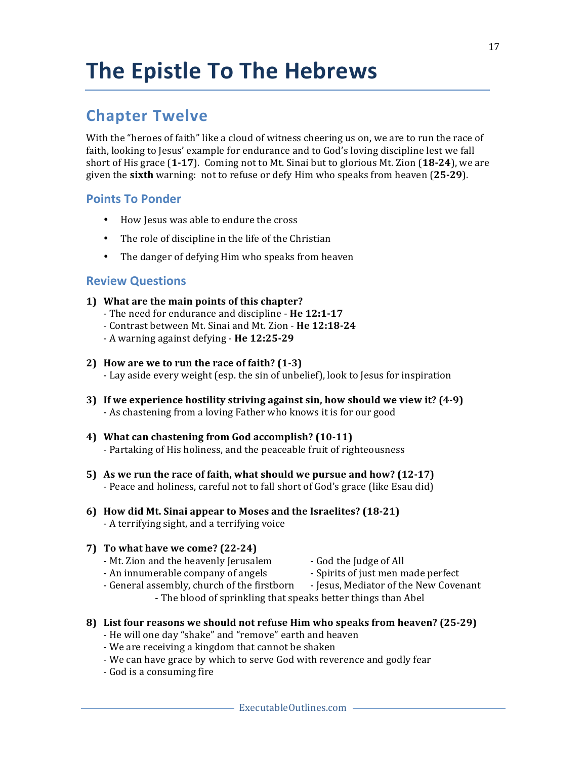# The Epistle To The Hebrews

## Chapter Twelve

With the "heroes of faith" like a cloud of witness cheering us on, we are to run the race of faith, looking to Jesus' example for endurance and to God's loving discipline lest we fall short of His grace (**1-17**). Coming not to Mt. Sinai but to glorious Mt. Zion (**18-24**), we are given the **sixth** warning: not to refuse or defy Him who speaks from heaven (**25-29**).

### Points To Ponder

- How Jesus was able to endure the cross
- The role of discipline in the life of the Christian
- The danger of defying Him who speaks from heaven

### Review Questions

1) **What are the main points of this chapter?**
   - The need for endurance and discipline - **He 12:1-17**
   - Contrast between Mt. Sinai and Mt. Zion - **He 12:18-24**
   - A warning against defying - **He 12:25-29**

2) **How are we to run the race of faith? (1-3)**
   - Lay aside every weight (esp. the sin of unbelief), look to Jesus for inspiration

3) **If we experience hostility striving against sin, how should we view it? (4-9)**
   - As chastening from a loving Father who knows it is for our good

4) **What can chastening from God accomplish? (10-11)**
   - Partaking of His holiness, and the peaceable fruit of righteousness

5) **As we run the race of faith, what should we pursue and how? (12-17)**
   - Peace and holiness, careful not to fall short of God's grace (like Esau did)

6) **How did Mt. Sinai appear to Moses and the Israelites? (18-21)**
   - A terrifying sight, and a terrifying voice

7) **To what have we come? (22-24)**
   - Mt. Zion and the heavenly Jerusalem
   - An innumerable company of angels
   - General assembly, church of the firstborn
   - God the Judge of All
   - Spirits of just men made perfect
   - Jesus, Mediator of the New Covenant
   - The blood of sprinkling that speaks better things than Abel

8) **List four reasons we should not refuse Him who speaks from heaven? (25-29)**
   - He will one day "shake" and "remove" earth and heaven
   - We are receiving a kingdom that cannot be shaken
   - We can have grace by which to serve God with reverence and godly fear
   - God is a consuming fire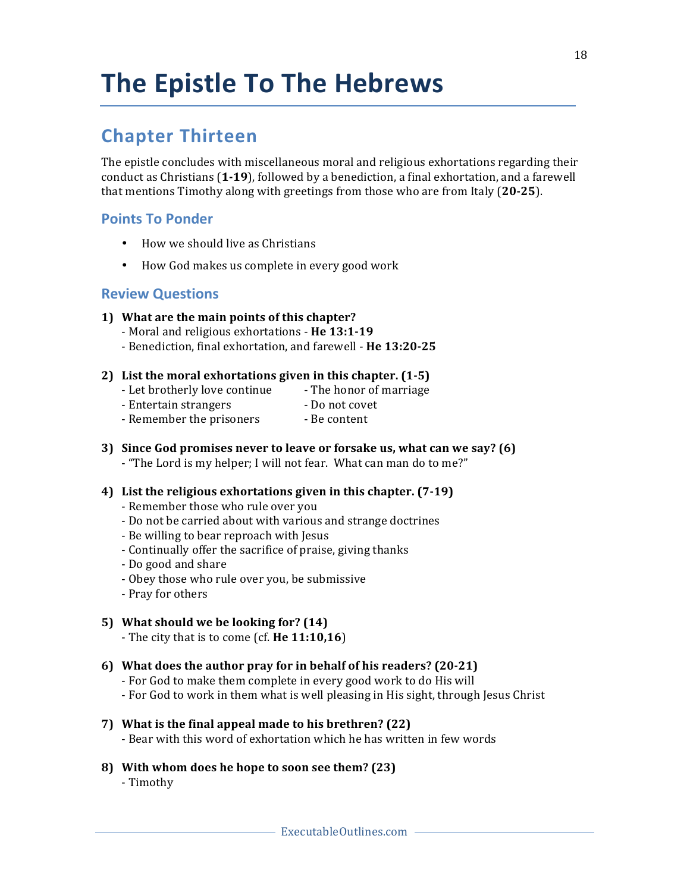# The Epistle To The Hebrews

## Chapter Thirteen

The epistle concludes with miscellaneous moral and religious exhortations regarding their conduct as Christians (**1-19**), followed by a benediction, a final exhortation, and a farewell that mentions Timothy along with greetings from those who are from Italy (**20-25**).

### Points To Ponder

- How we should live as Christians
- How God makes us complete in every good work

### Review Questions

1) **What are the main points of this chapter?**
   - Moral and religious exhortations - **He 13:1-19**
   - Benediction, final exhortation, and farewell - **He 13:20-25**

2) **List the moral exhortations given in this chapter. (1-5)**
   - Let brotherly love continue
   - Entertain strangers
   - Remember the prisoners
   - The honor of marriage
   - Do not covet
   - Be content

3) **Since God promises never to leave or forsake us, what can we say? (6)**
   - "The Lord is my helper; I will not fear. What can man do to me?"

4) **List the religious exhortations given in this chapter. (7-19)**
   - Remember those who rule over you
   - Do not be carried about with various and strange doctrines
   - Be willing to bear reproach with Jesus
   - Continually offer the sacrifice of praise, giving thanks
   - Do good and share
   - Obey those who rule over you, be submissive
   - Pray for others

5) **What should we be looking for? (14)**
   - The city that is to come (cf. **He 11:10,16**)

6) **What does the author pray for in behalf of his readers? (20-21)**
   - For God to make them complete in every good work to do His will
   - For God to work in them what is well pleasing in His sight, through Jesus Christ

7) **What is the final appeal made to his brethren? (22)**
   - Bear with this word of exhortation which he has written in few words

8) **With whom does he hope to soon see them? (23)**
   - Timothy